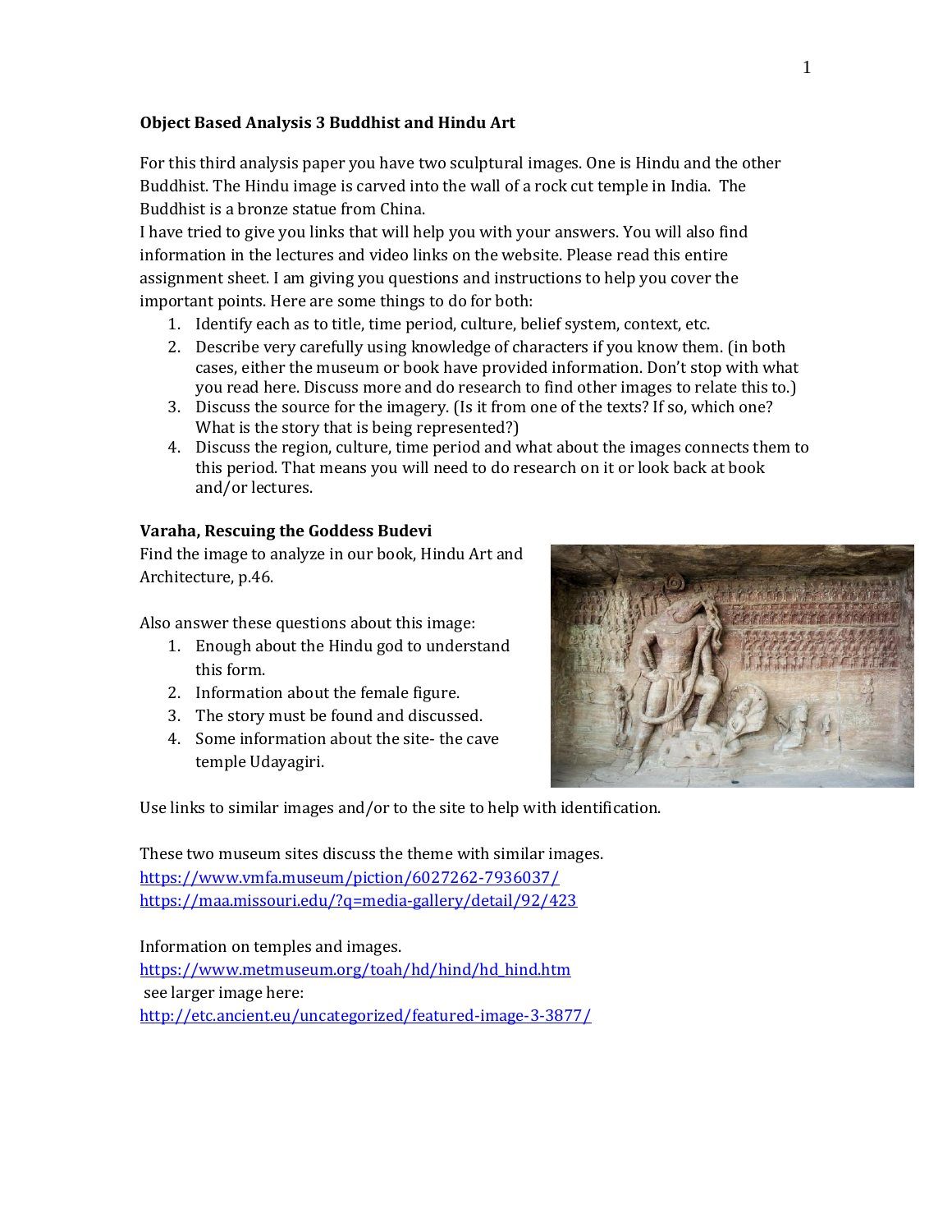**Object Based Analysis 3 Buddhist and Hindu Art**

For this third analysis paper you have two sculptural images. One is Hindu and the other Buddhist. The Hindu image is carved into the wall of a rock cut temple in India. The Buddhist is a bronze statue from China.

I have tried to give you links that will help you with your answers. You will also find information in the lectures and video links on the website. Please read this entire assignment sheet. I am giving you questions and instructions to help you cover the important points. Here are some things to do for both:

1. Identify each as to title, time period, culture, belief system, context, etc.
2. Describe very carefully using knowledge of characters if you know them. (in both cases, either the museum or book have provided information. Don't stop with what you read here. Discuss more and do research to find other images to relate this to.)
3. Discuss the source for the imagery. (Is it from one of the texts? If so, which one? What is the story that is being represented?)
4. Discuss the region, culture, time period and what about the images connects them to this period. That means you will need to do research on it or look back at book and/or lectures.

**Varaha, Rescuing the Goddess Budevi**

Find the image to analyze in our book, Hindu Art and Architecture, p.46.

Also answer these questions about this image:

1. Enough about the Hindu god to understand this form.
2. Information about the female figure.
3. The story must be found and discussed.
4. Some information about the site- the cave temple Udayagiri.

Use links to similar images and/or to the site to help with identification.

These two museum sites discuss the theme with similar images.
https://www.vmfa.museum/piction/6027262-7936037/
https://maa.missouri.edu/?q=media-gallery/detail/92/423

Information on temples and images.
https://www.metmuseum.org/toah/hd/hind/hd_hind.htm
see larger image here:
http://etc.ancient.eu/uncategorized/featured-image-3-3877/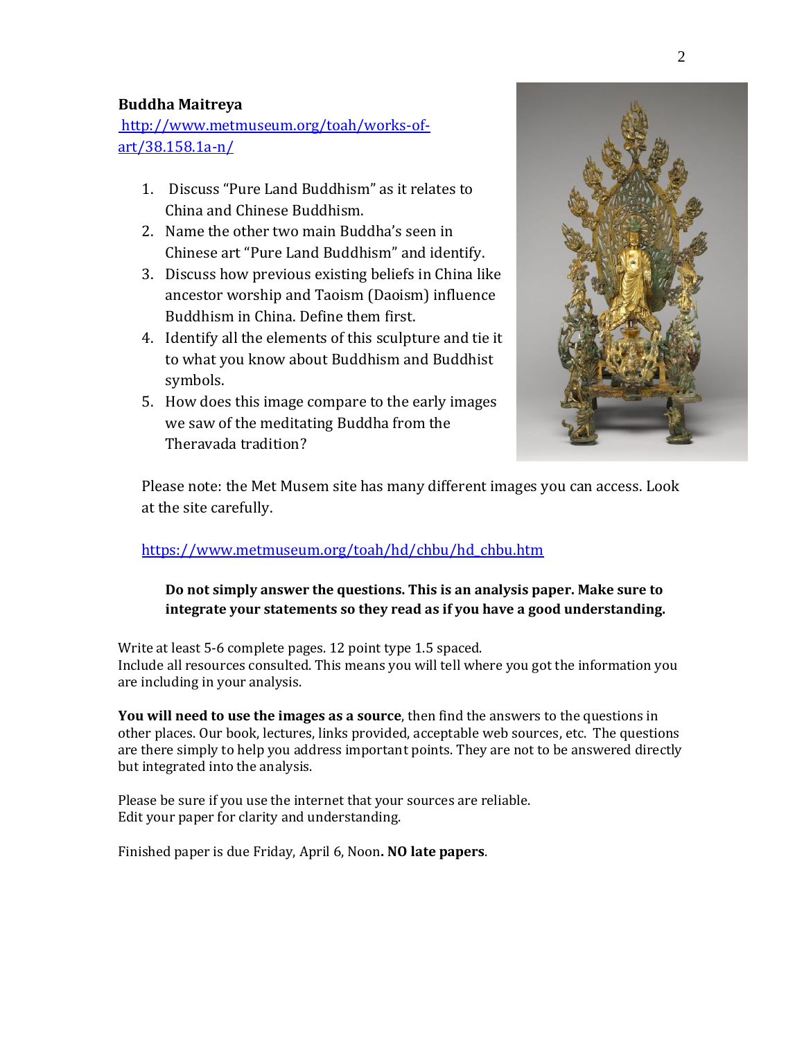**Buddha Maitreya**

[http://www.metmuseum.org/toah/works-of-art/38.158.1a-n/](http://www.metmuseum.org/toah/works-of-art/38.158.1a-n/)

1. Discuss "Pure Land Buddhism" as it relates to China and Chinese Buddhism.
2. Name the other two main Buddha's seen in Chinese art "Pure Land Buddhism" and identify.
3. Discuss how previous existing beliefs in China like ancestor worship and Taoism (Daoism) influence Buddhism in China. Define them first.
4. Identify all the elements of this sculpture and tie it to what you know about Buddhism and Buddhist symbols.
5. How does this image compare to the early images we saw of the meditating Buddha from the Theravada tradition?

Please note: the Met Musem site has many different images you can access. Look at the site carefully.

[https://www.metmuseum.org/toah/hd/chbu/hd_chbu.htm](https://www.metmuseum.org/toah/hd/chbu/hd_chbu.htm)

**Do not simply answer the questions. This is an analysis paper. Make sure to integrate your statements so they read as if you have a good understanding.**

Write at least 5-6 complete pages. 12 point type 1.5 spaced.
Include all resources consulted. This means you will tell where you got the information you are including in your analysis.

**You will need to use the images as a source**, then find the answers to the questions in other places. Our book, lectures, links provided, acceptable web sources, etc. The questions are there simply to help you address important points. They are not to be answered directly but integrated into the analysis.

Please be sure if you use the internet that your sources are reliable.
Edit your paper for clarity and understanding.

Finished paper is due Friday, April 6, Noon**. NO late papers**.